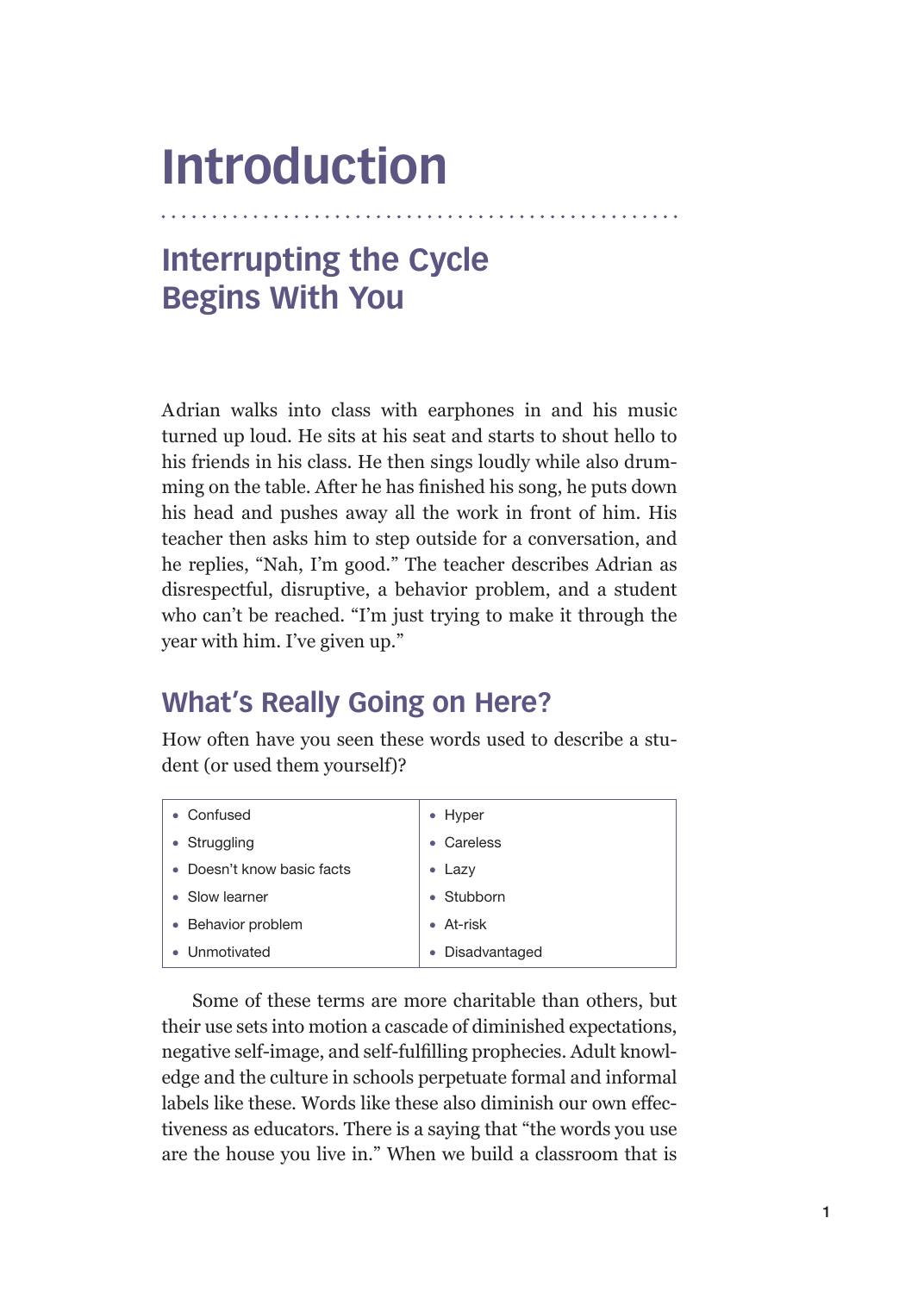# Introduction

## Interrupting the Cycle Begins With You

Adrian walks into class with earphones in and his music turned up loud. He sits at his seat and starts to shout hello to his friends in his class. He then sings loudly while also drumming on the table. After he has finished his song, he puts down his head and pushes away all the work in front of him. His teacher then asks him to step outside for a conversation, and he replies, "Nah, I'm good." The teacher describes Adrian as disrespectful, disruptive, a behavior problem, and a student who can't be reached. "I'm just trying to make it through the year with him. I've given up."

## What's Really Going on Here?

How often have you seen these words used to describe a student (or used them yourself)?

| | |
|---|---|
| • Confused | • Hyper |
| • Struggling | • Careless |
| • Doesn't know basic facts | • Lazy |
| • Slow learner | • Stubborn |
| • Behavior problem | • At-risk |
| • Unmotivated | • Disadvantaged |

Some of these terms are more charitable than others, but their use sets into motion a cascade of diminished expectations, negative self-image, and self-fulfilling prophecies. Adult knowledge and the culture in schools perpetuate formal and informal labels like these. Words like these also diminish our own effectiveness as educators. There is a saying that "the words you use are the house you live in." When we build a classroom that is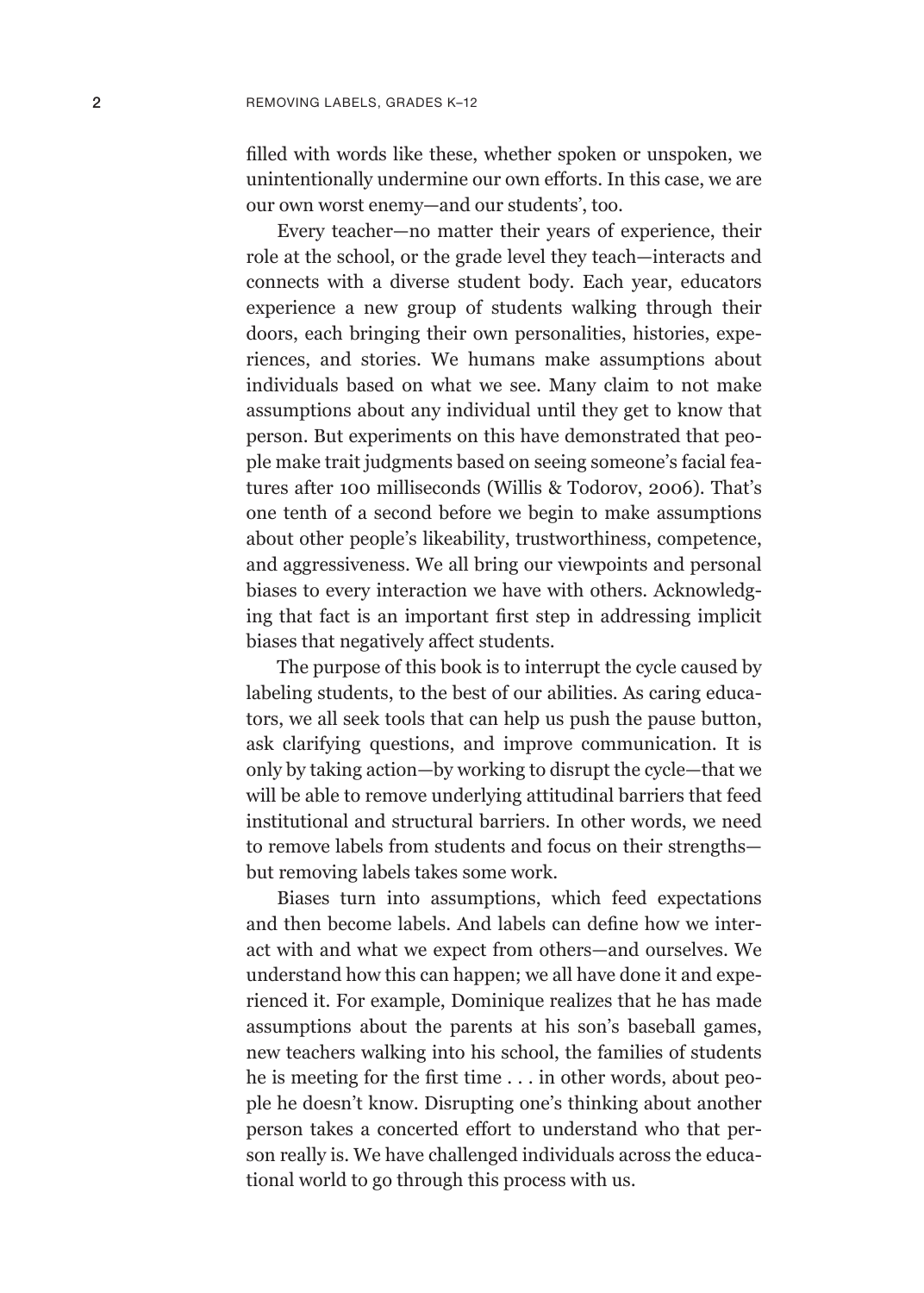filled with words like these, whether spoken or unspoken, we unintentionally undermine our own efforts. In this case, we are our own worst enemy—and our students', too.

Every teacher—no matter their years of experience, their role at the school, or the grade level they teach—interacts and connects with a diverse student body. Each year, educators experience a new group of students walking through their doors, each bringing their own personalities, histories, experiences, and stories. We humans make assumptions about individuals based on what we see. Many claim to not make assumptions about any individual until they get to know that person. But experiments on this have demonstrated that people make trait judgments based on seeing someone's facial features after 100 milliseconds (Willis & Todorov, 2006). That's one tenth of a second before we begin to make assumptions about other people's likeability, trustworthiness, competence, and aggressiveness. We all bring our viewpoints and personal biases to every interaction we have with others. Acknowledging that fact is an important first step in addressing implicit biases that negatively affect students.

The purpose of this book is to interrupt the cycle caused by labeling students, to the best of our abilities. As caring educators, we all seek tools that can help us push the pause button, ask clarifying questions, and improve communication. It is only by taking action—by working to disrupt the cycle—that we will be able to remove underlying attitudinal barriers that feed institutional and structural barriers. In other words, we need to remove labels from students and focus on their strengths—but removing labels takes some work.

Biases turn into assumptions, which feed expectations and then become labels. And labels can define how we interact with and what we expect from others—and ourselves. We understand how this can happen; we all have done it and experienced it. For example, Dominique realizes that he has made assumptions about the parents at his son's baseball games, new teachers walking into his school, the families of students he is meeting for the first time . . . in other words, about people he doesn't know. Disrupting one's thinking about another person takes a concerted effort to understand who that person really is. We have challenged individuals across the educational world to go through this process with us.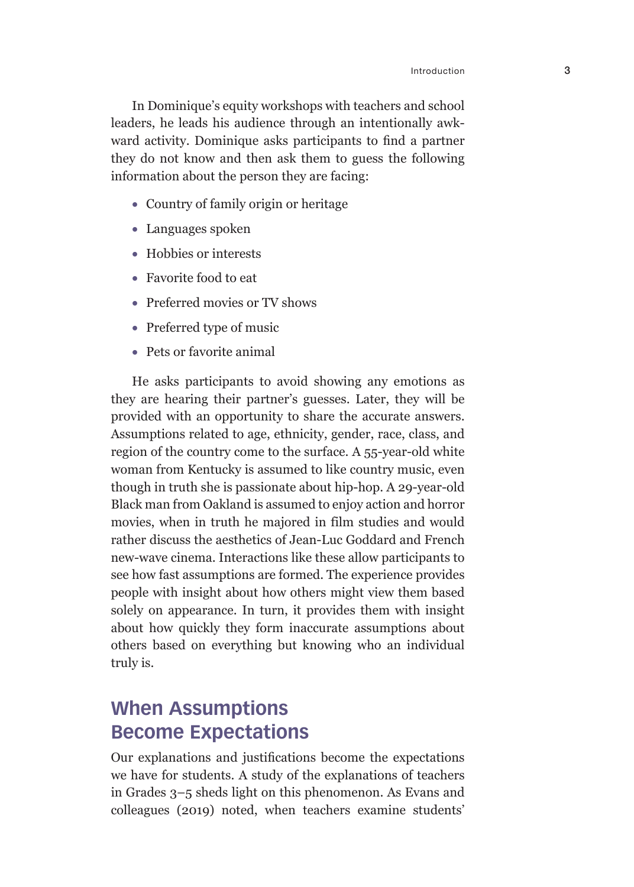In Dominique's equity workshops with teachers and school leaders, he leads his audience through an intentionally awkward activity. Dominique asks participants to find a partner they do not know and then ask them to guess the following information about the person they are facing:

- Country of family origin or heritage
- Languages spoken
- Hobbies or interests
- Favorite food to eat
- Preferred movies or TV shows
- Preferred type of music
- Pets or favorite animal

He asks participants to avoid showing any emotions as they are hearing their partner's guesses. Later, they will be provided with an opportunity to share the accurate answers. Assumptions related to age, ethnicity, gender, race, class, and region of the country come to the surface. A 55-year-old white woman from Kentucky is assumed to like country music, even though in truth she is passionate about hip-hop. A 29-year-old Black man from Oakland is assumed to enjoy action and horror movies, when in truth he majored in film studies and would rather discuss the aesthetics of Jean-Luc Goddard and French new-wave cinema. Interactions like these allow participants to see how fast assumptions are formed. The experience provides people with insight about how others might view them based solely on appearance. In turn, it provides them with insight about how quickly they form inaccurate assumptions about others based on everything but knowing who an individual truly is.

## When Assumptions Become Expectations

Our explanations and justifications become the expectations we have for students. A study of the explanations of teachers in Grades 3–5 sheds light on this phenomenon. As Evans and colleagues (2019) noted, when teachers examine students'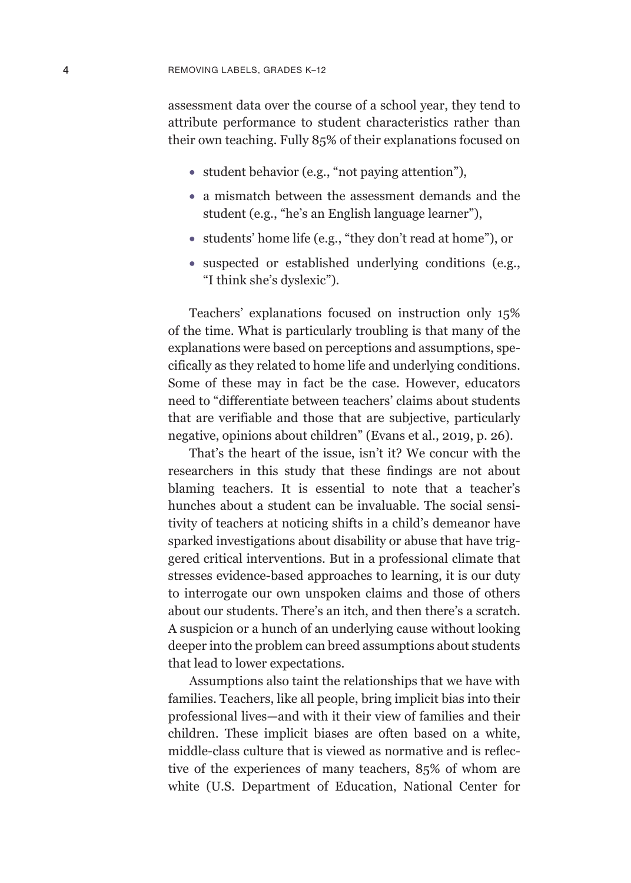assessment data over the course of a school year, they tend to attribute performance to student characteristics rather than their own teaching. Fully 85% of their explanations focused on

- student behavior (e.g., "not paying attention"),
- a mismatch between the assessment demands and the student (e.g., "he's an English language learner"),
- students' home life (e.g., "they don't read at home"), or
- suspected or established underlying conditions (e.g., "I think she's dyslexic").

Teachers' explanations focused on instruction only 15% of the time. What is particularly troubling is that many of the explanations were based on perceptions and assumptions, specifically as they related to home life and underlying conditions. Some of these may in fact be the case. However, educators need to "differentiate between teachers' claims about students that are verifiable and those that are subjective, particularly negative, opinions about children" (Evans et al., 2019, p. 26).

That's the heart of the issue, isn't it? We concur with the researchers in this study that these findings are not about blaming teachers. It is essential to note that a teacher's hunches about a student can be invaluable. The social sensitivity of teachers at noticing shifts in a child's demeanor have sparked investigations about disability or abuse that have triggered critical interventions. But in a professional climate that stresses evidence-based approaches to learning, it is our duty to interrogate our own unspoken claims and those of others about our students. There's an itch, and then there's a scratch. A suspicion or a hunch of an underlying cause without looking deeper into the problem can breed assumptions about students that lead to lower expectations.

Assumptions also taint the relationships that we have with families. Teachers, like all people, bring implicit bias into their professional lives—and with it their view of families and their children. These implicit biases are often based on a white, middle-class culture that is viewed as normative and is reflective of the experiences of many teachers, 85% of whom are white (U.S. Department of Education, National Center for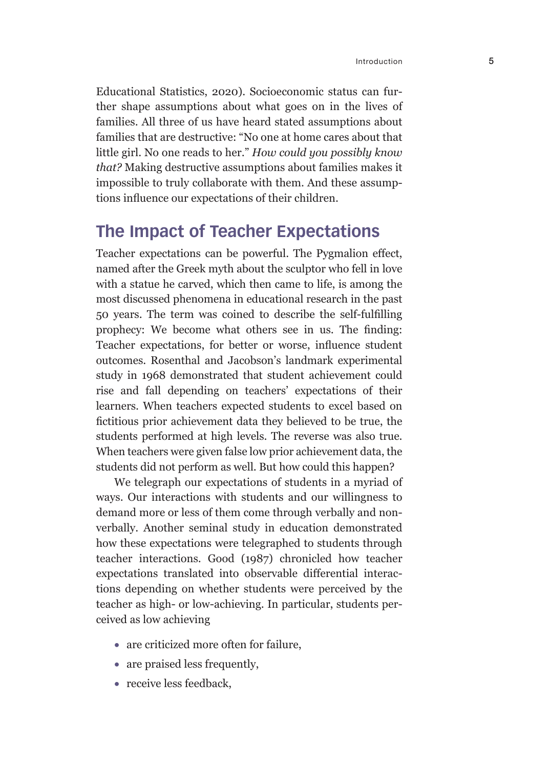Educational Statistics, 2020). Socioeconomic status can further shape assumptions about what goes on in the lives of families. All three of us have heard stated assumptions about families that are destructive: “No one at home cares about that little girl. No one reads to her.” *How could you possibly know that?* Making destructive assumptions about families makes it impossible to truly collaborate with them. And these assumptions influence our expectations of their children.

## The Impact of Teacher Expectations

Teacher expectations can be powerful. The Pygmalion effect, named after the Greek myth about the sculptor who fell in love with a statue he carved, which then came to life, is among the most discussed phenomena in educational research in the past 50 years. The term was coined to describe the self-fulfilling prophecy: We become what others see in us. The finding: Teacher expectations, for better or worse, influence student outcomes. Rosenthal and Jacobson’s landmark experimental study in 1968 demonstrated that student achievement could rise and fall depending on teachers’ expectations of their learners. When teachers expected students to excel based on fictitious prior achievement data they believed to be true, the students performed at high levels. The reverse was also true. When teachers were given false low prior achievement data, the students did not perform as well. But how could this happen?

We telegraph our expectations of students in a myriad of ways. Our interactions with students and our willingness to demand more or less of them come through verbally and nonverbally. Another seminal study in education demonstrated how these expectations were telegraphed to students through teacher interactions. Good (1987) chronicled how teacher expectations translated into observable differential interactions depending on whether students were perceived by the teacher as high- or low-achieving. In particular, students perceived as low achieving

- are criticized more often for failure,
- are praised less frequently,
- receive less feedback,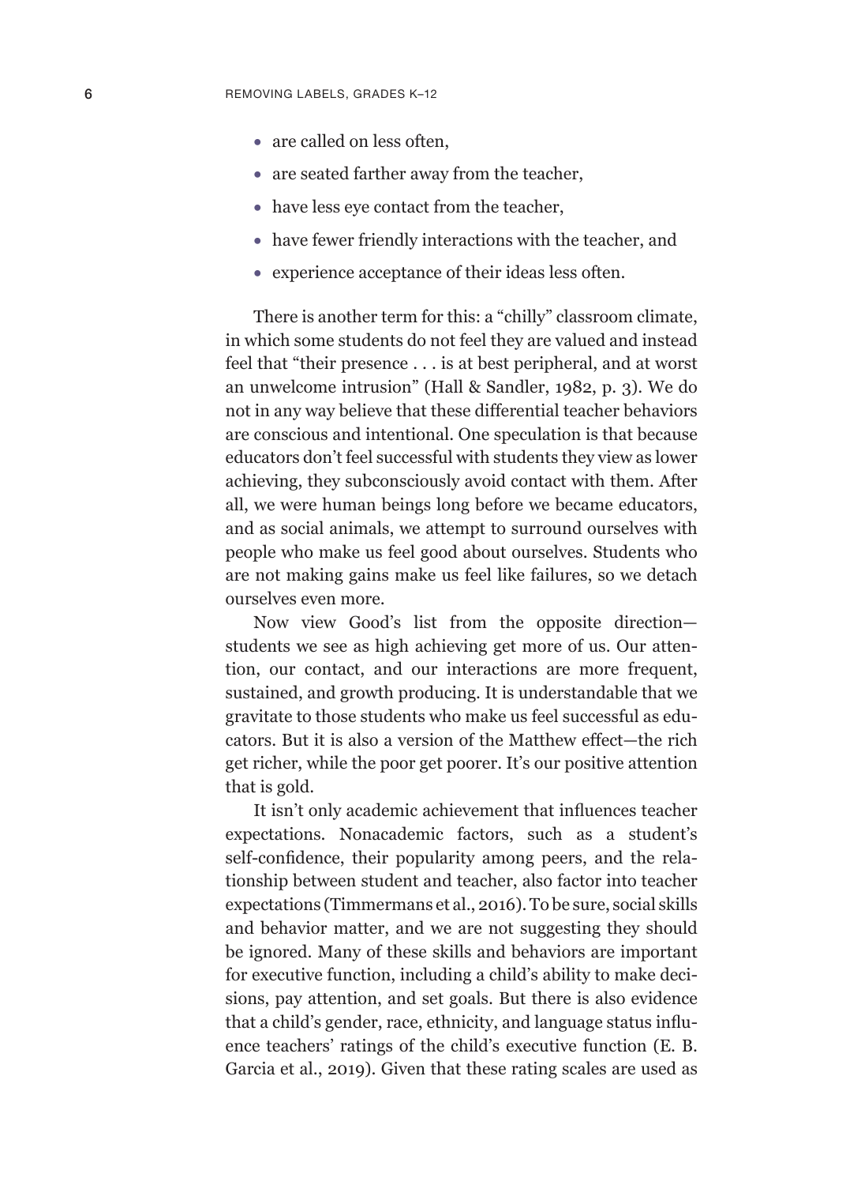- are called on less often,
- are seated farther away from the teacher,
- have less eye contact from the teacher,
- have fewer friendly interactions with the teacher, and
- experience acceptance of their ideas less often.

There is another term for this: a "chilly" classroom climate, in which some students do not feel they are valued and instead feel that "their presence . . . is at best peripheral, and at worst an unwelcome intrusion" (Hall & Sandler, 1982, p. 3). We do not in any way believe that these differential teacher behaviors are conscious and intentional. One speculation is that because educators don't feel successful with students they view as lower achieving, they subconsciously avoid contact with them. After all, we were human beings long before we became educators, and as social animals, we attempt to surround ourselves with people who make us feel good about ourselves. Students who are not making gains make us feel like failures, so we detach ourselves even more.

Now view Good's list from the opposite direction—students we see as high achieving get more of us. Our attention, our contact, and our interactions are more frequent, sustained, and growth producing. It is understandable that we gravitate to those students who make us feel successful as educators. But it is also a version of the Matthew effect—the rich get richer, while the poor get poorer. It's our positive attention that is gold.

It isn't only academic achievement that influences teacher expectations. Nonacademic factors, such as a student's self-confidence, their popularity among peers, and the relationship between student and teacher, also factor into teacher expectations (Timmermans et al., 2016). To be sure, social skills and behavior matter, and we are not suggesting they should be ignored. Many of these skills and behaviors are important for executive function, including a child's ability to make decisions, pay attention, and set goals. But there is also evidence that a child's gender, race, ethnicity, and language status influence teachers' ratings of the child's executive function (E. B. Garcia et al., 2019). Given that these rating scales are used as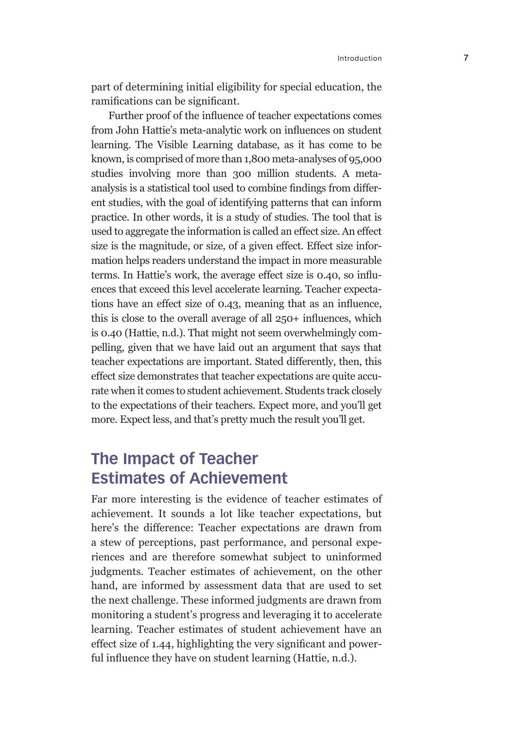part of determining initial eligibility for special education, the ramifications can be significant.

Further proof of the influence of teacher expectations comes from John Hattie's meta-analytic work on influences on student learning. The Visible Learning database, as it has come to be known, is comprised of more than 1,800 meta-analyses of 95,000 studies involving more than 300 million students. A meta-analysis is a statistical tool used to combine findings from different studies, with the goal of identifying patterns that can inform practice. In other words, it is a study of studies. The tool that is used to aggregate the information is called an effect size. An effect size is the magnitude, or size, of a given effect. Effect size information helps readers understand the impact in more measurable terms. In Hattie's work, the average effect size is 0.40, so influences that exceed this level accelerate learning. Teacher expectations have an effect size of 0.43, meaning that as an influence, this is close to the overall average of all 250+ influences, which is 0.40 (Hattie, n.d.). That might not seem overwhelmingly compelling, given that we have laid out an argument that says that teacher expectations are important. Stated differently, then, this effect size demonstrates that teacher expectations are quite accurate when it comes to student achievement. Students track closely to the expectations of their teachers. Expect more, and you'll get more. Expect less, and that's pretty much the result you'll get.

## The Impact of Teacher Estimates of Achievement

Far more interesting is the evidence of teacher estimates of achievement. It sounds a lot like teacher expectations, but here's the difference: Teacher expectations are drawn from a stew of perceptions, past performance, and personal experiences and are therefore somewhat subject to uninformed judgments. Teacher estimates of achievement, on the other hand, are informed by assessment data that are used to set the next challenge. These informed judgments are drawn from monitoring a student's progress and leveraging it to accelerate learning. Teacher estimates of student achievement have an effect size of 1.44, highlighting the very significant and powerful influence they have on student learning (Hattie, n.d.).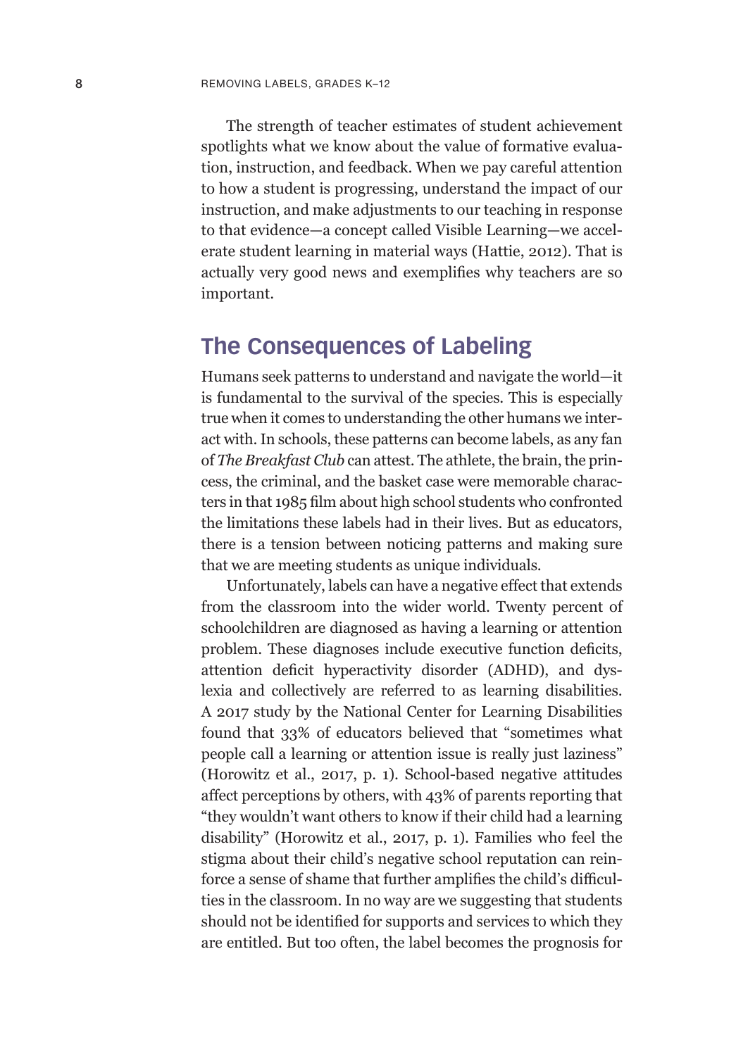The strength of teacher estimates of student achievement spotlights what we know about the value of formative evaluation, instruction, and feedback. When we pay careful attention to how a student is progressing, understand the impact of our instruction, and make adjustments to our teaching in response to that evidence—a concept called Visible Learning—we accelerate student learning in material ways (Hattie, 2012). That is actually very good news and exemplifies why teachers are so important.

## The Consequences of Labeling

Humans seek patterns to understand and navigate the world—it is fundamental to the survival of the species. This is especially true when it comes to understanding the other humans we interact with. In schools, these patterns can become labels, as any fan of *The Breakfast Club* can attest. The athlete, the brain, the princess, the criminal, and the basket case were memorable characters in that 1985 film about high school students who confronted the limitations these labels had in their lives. But as educators, there is a tension between noticing patterns and making sure that we are meeting students as unique individuals.

Unfortunately, labels can have a negative effect that extends from the classroom into the wider world. Twenty percent of schoolchildren are diagnosed as having a learning or attention problem. These diagnoses include executive function deficits, attention deficit hyperactivity disorder (ADHD), and dyslexia and collectively are referred to as learning disabilities. A 2017 study by the National Center for Learning Disabilities found that 33% of educators believed that "sometimes what people call a learning or attention issue is really just laziness" (Horowitz et al., 2017, p. 1). School-based negative attitudes affect perceptions by others, with 43% of parents reporting that "they wouldn't want others to know if their child had a learning disability" (Horowitz et al., 2017, p. 1). Families who feel the stigma about their child's negative school reputation can reinforce a sense of shame that further amplifies the child's difficulties in the classroom. In no way are we suggesting that students should not be identified for supports and services to which they are entitled. But too often, the label becomes the prognosis for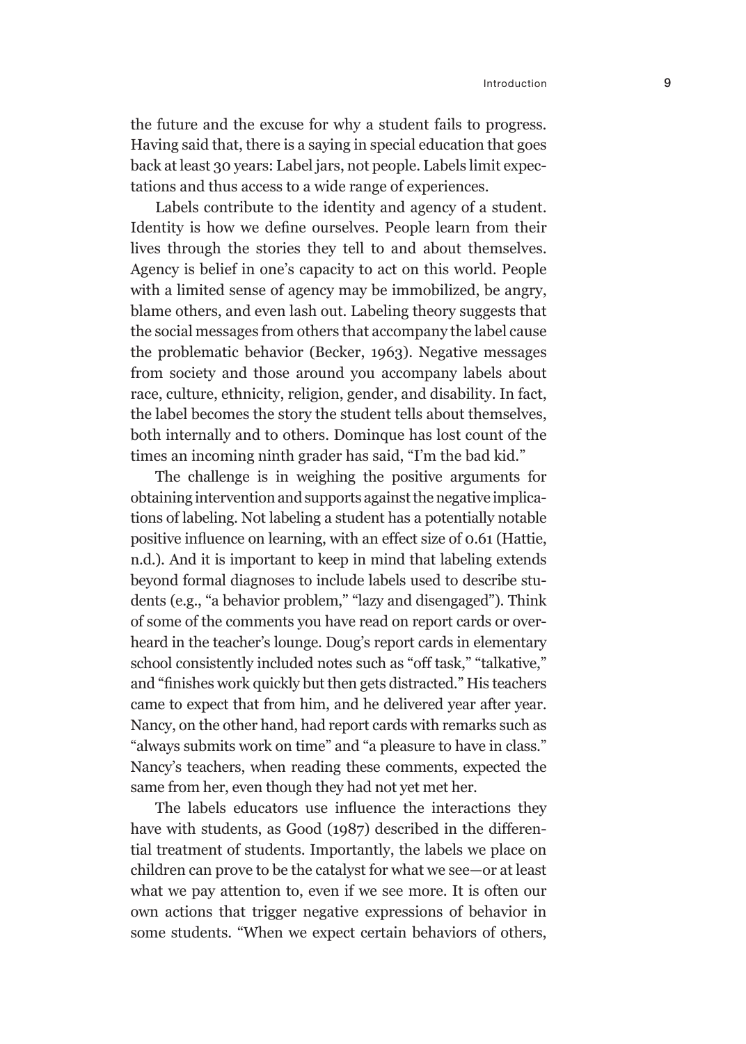the future and the excuse for why a student fails to progress. Having said that, there is a saying in special education that goes back at least 30 years: Label jars, not people. Labels limit expectations and thus access to a wide range of experiences.

Labels contribute to the identity and agency of a student. Identity is how we define ourselves. People learn from their lives through the stories they tell to and about themselves. Agency is belief in one's capacity to act on this world. People with a limited sense of agency may be immobilized, be angry, blame others, and even lash out. Labeling theory suggests that the social messages from others that accompany the label cause the problematic behavior (Becker, 1963). Negative messages from society and those around you accompany labels about race, culture, ethnicity, religion, gender, and disability. In fact, the label becomes the story the student tells about themselves, both internally and to others. Dominque has lost count of the times an incoming ninth grader has said, "I'm the bad kid."

The challenge is in weighing the positive arguments for obtaining intervention and supports against the negative implications of labeling. Not labeling a student has a potentially notable positive influence on learning, with an effect size of 0.61 (Hattie, n.d.). And it is important to keep in mind that labeling extends beyond formal diagnoses to include labels used to describe students (e.g., "a behavior problem," "lazy and disengaged"). Think of some of the comments you have read on report cards or overheard in the teacher's lounge. Doug's report cards in elementary school consistently included notes such as "off task," "talkative," and "finishes work quickly but then gets distracted." His teachers came to expect that from him, and he delivered year after year. Nancy, on the other hand, had report cards with remarks such as "always submits work on time" and "a pleasure to have in class." Nancy's teachers, when reading these comments, expected the same from her, even though they had not yet met her.

The labels educators use influence the interactions they have with students, as Good (1987) described in the differential treatment of students. Importantly, the labels we place on children can prove to be the catalyst for what we see—or at least what we pay attention to, even if we see more. It is often our own actions that trigger negative expressions of behavior in some students. "When we expect certain behaviors of others,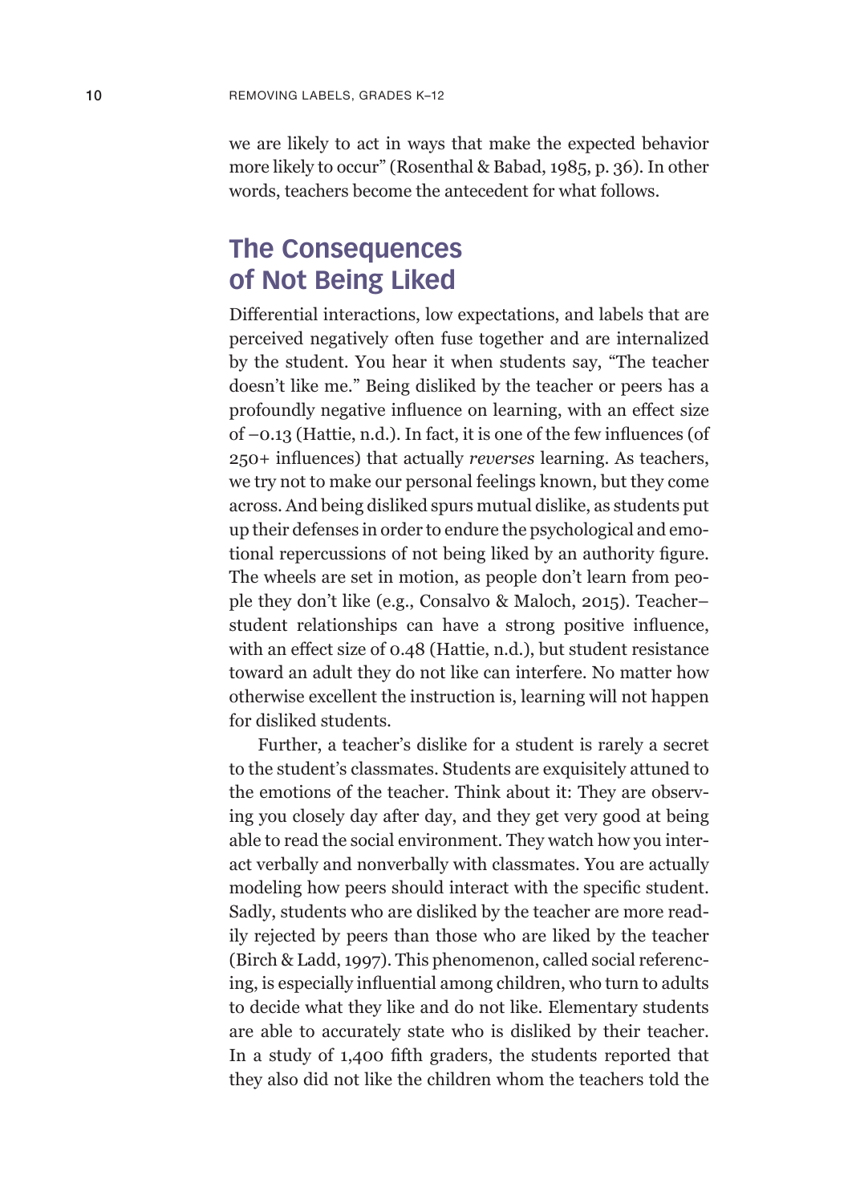we are likely to act in ways that make the expected behavior more likely to occur" (Rosenthal & Babad, 1985, p. 36). In other words, teachers become the antecedent for what follows.

## The Consequences of Not Being Liked

Differential interactions, low expectations, and labels that are perceived negatively often fuse together and are internalized by the student. You hear it when students say, "The teacher doesn't like me." Being disliked by the teacher or peers has a profoundly negative influence on learning, with an effect size of −0.13 (Hattie, n.d.). In fact, it is one of the few influences (of 250+ influences) that actually *reverses* learning. As teachers, we try not to make our personal feelings known, but they come across. And being disliked spurs mutual dislike, as students put up their defenses in order to endure the psychological and emotional repercussions of not being liked by an authority figure. The wheels are set in motion, as people don't learn from people they don't like (e.g., Consalvo & Maloch, 2015). Teacher–student relationships can have a strong positive influence, with an effect size of 0.48 (Hattie, n.d.), but student resistance toward an adult they do not like can interfere. No matter how otherwise excellent the instruction is, learning will not happen for disliked students.

Further, a teacher's dislike for a student is rarely a secret to the student's classmates. Students are exquisitely attuned to the emotions of the teacher. Think about it: They are observing you closely day after day, and they get very good at being able to read the social environment. They watch how you interact verbally and nonverbally with classmates. You are actually modeling how peers should interact with the specific student. Sadly, students who are disliked by the teacher are more readily rejected by peers than those who are liked by the teacher (Birch & Ladd, 1997). This phenomenon, called social referencing, is especially influential among children, who turn to adults to decide what they like and do not like. Elementary students are able to accurately state who is disliked by their teacher. In a study of 1,400 fifth graders, the students reported that they also did not like the children whom the teachers told the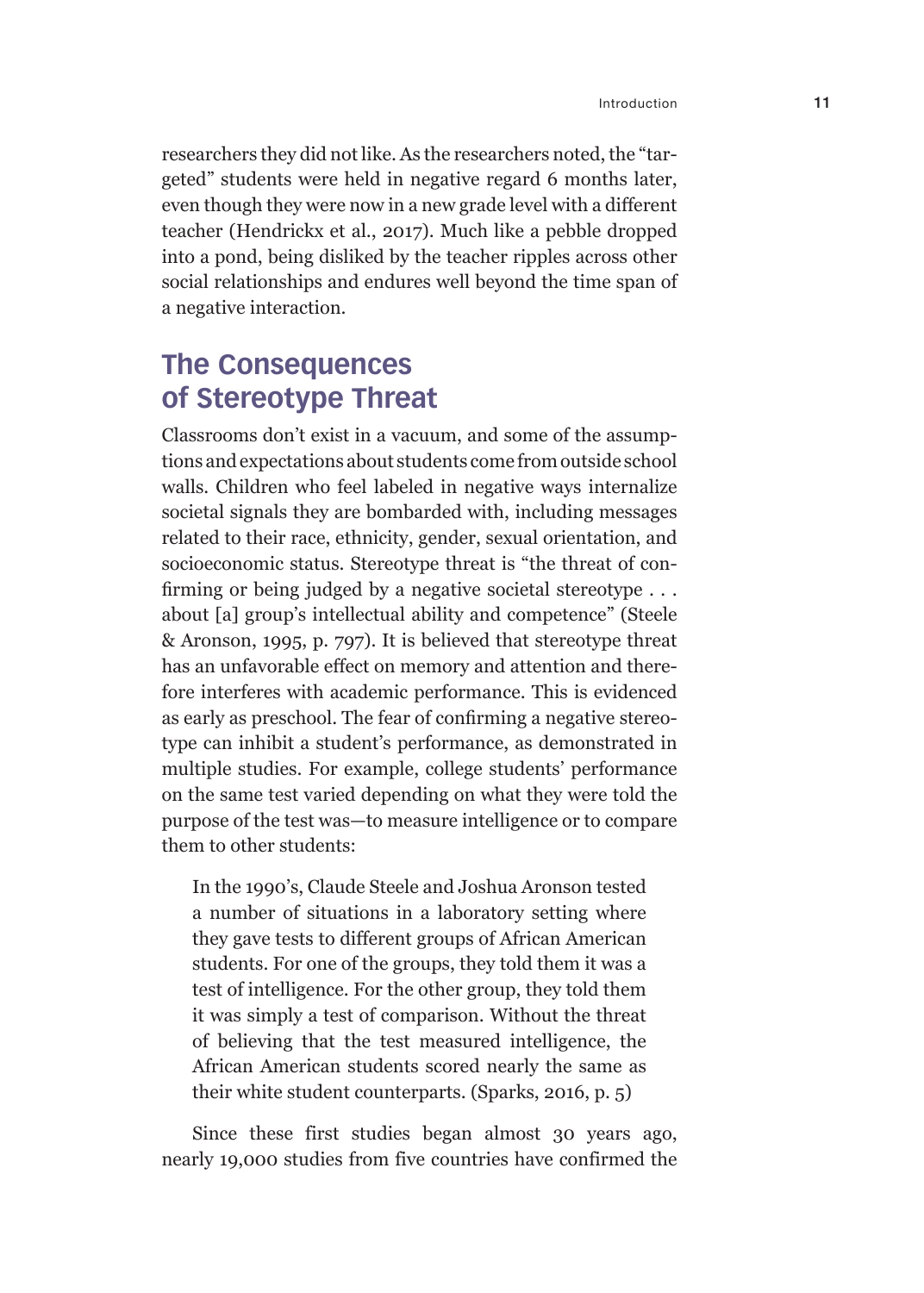researchers they did not like. As the researchers noted, the "targeted" students were held in negative regard 6 months later, even though they were now in a new grade level with a different teacher (Hendrickx et al., 2017). Much like a pebble dropped into a pond, being disliked by the teacher ripples across other social relationships and endures well beyond the time span of a negative interaction.

## The Consequences of Stereotype Threat

Classrooms don't exist in a vacuum, and some of the assumptions and expectations about students come from outside school walls. Children who feel labeled in negative ways internalize societal signals they are bombarded with, including messages related to their race, ethnicity, gender, sexual orientation, and socioeconomic status. Stereotype threat is "the threat of confirming or being judged by a negative societal stereotype . . . about [a] group's intellectual ability and competence" (Steele & Aronson, 1995, p. 797). It is believed that stereotype threat has an unfavorable effect on memory and attention and therefore interferes with academic performance. This is evidenced as early as preschool. The fear of confirming a negative stereotype can inhibit a student's performance, as demonstrated in multiple studies. For example, college students' performance on the same test varied depending on what they were told the purpose of the test was—to measure intelligence or to compare them to other students:

> In the 1990's, Claude Steele and Joshua Aronson tested a number of situations in a laboratory setting where they gave tests to different groups of African American students. For one of the groups, they told them it was a test of intelligence. For the other group, they told them it was simply a test of comparison. Without the threat of believing that the test measured intelligence, the African American students scored nearly the same as their white student counterparts. (Sparks, 2016, p. 5)

Since these first studies began almost 30 years ago, nearly 19,000 studies from five countries have confirmed the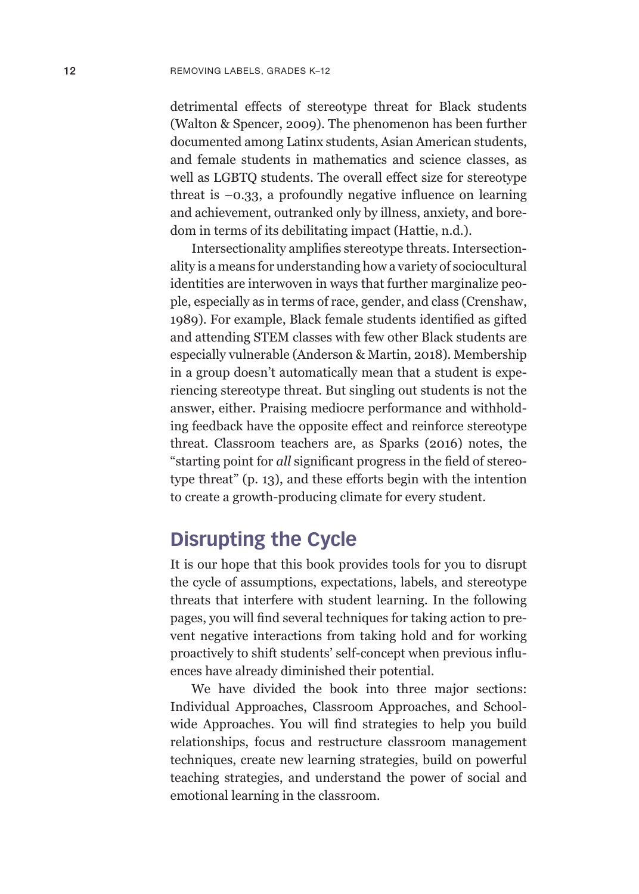detrimental effects of stereotype threat for Black students (Walton & Spencer, 2009). The phenomenon has been further documented among Latinx students, Asian American students, and female students in mathematics and science classes, as well as LGBTQ students. The overall effect size for stereotype threat is −0.33, a profoundly negative influence on learning and achievement, outranked only by illness, anxiety, and boredom in terms of its debilitating impact (Hattie, n.d.).

Intersectionality amplifies stereotype threats. Intersectionality is a means for understanding how a variety of sociocultural identities are interwoven in ways that further marginalize people, especially as in terms of race, gender, and class (Crenshaw, 1989). For example, Black female students identified as gifted and attending STEM classes with few other Black students are especially vulnerable (Anderson & Martin, 2018). Membership in a group doesn't automatically mean that a student is experiencing stereotype threat. But singling out students is not the answer, either. Praising mediocre performance and withholding feedback have the opposite effect and reinforce stereotype threat. Classroom teachers are, as Sparks (2016) notes, the "starting point for *all* significant progress in the field of stereotype threat" (p. 13), and these efforts begin with the intention to create a growth-producing climate for every student.

## Disrupting the Cycle

It is our hope that this book provides tools for you to disrupt the cycle of assumptions, expectations, labels, and stereotype threats that interfere with student learning. In the following pages, you will find several techniques for taking action to prevent negative interactions from taking hold and for working proactively to shift students' self-concept when previous influences have already diminished their potential.

We have divided the book into three major sections: Individual Approaches, Classroom Approaches, and School-wide Approaches. You will find strategies to help you build relationships, focus and restructure classroom management techniques, create new learning strategies, build on powerful teaching strategies, and understand the power of social and emotional learning in the classroom.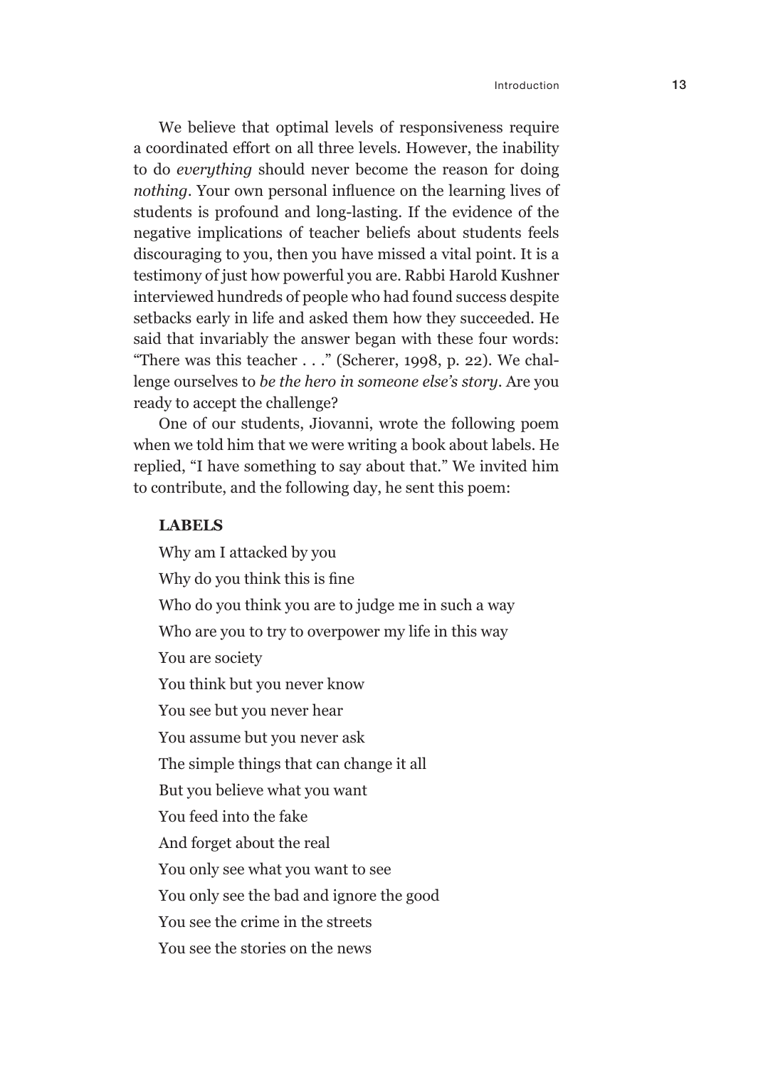We believe that optimal levels of responsiveness require a coordinated effort on all three levels. However, the inability to do *everything* should never become the reason for doing *nothing*. Your own personal influence on the learning lives of students is profound and long-lasting. If the evidence of the negative implications of teacher beliefs about students feels discouraging to you, then you have missed a vital point. It is a testimony of just how powerful you are. Rabbi Harold Kushner interviewed hundreds of people who had found success despite setbacks early in life and asked them how they succeeded. He said that invariably the answer began with these four words: "There was this teacher . . ." (Scherer, 1998, p. 22). We challenge ourselves to *be the hero in someone else's story*. Are you ready to accept the challenge?

One of our students, Jiovanni, wrote the following poem when we told him that we were writing a book about labels. He replied, "I have something to say about that." We invited him to contribute, and the following day, he sent this poem:

**LABELS**

Why am I attacked by you

Why do you think this is fine

Who do you think you are to judge me in such a way

Who are you to try to overpower my life in this way

You are society

You think but you never know

You see but you never hear

You assume but you never ask

The simple things that can change it all

But you believe what you want

You feed into the fake

And forget about the real

You only see what you want to see

You only see the bad and ignore the good

You see the crime in the streets

You see the stories on the news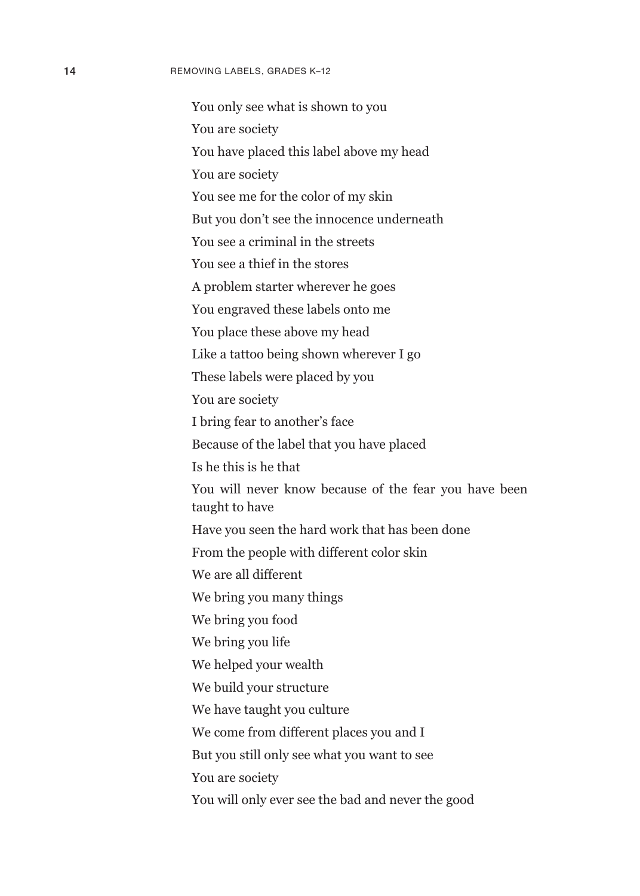You only see what is shown to you

You are society

You have placed this label above my head

You are society

You see me for the color of my skin

But you don't see the innocence underneath

You see a criminal in the streets

You see a thief in the stores

A problem starter wherever he goes

You engraved these labels onto me

You place these above my head

Like a tattoo being shown wherever I go

These labels were placed by you

You are society

I bring fear to another's face

Because of the label that you have placed

Is he this is he that

You will never know because of the fear you have been taught to have

Have you seen the hard work that has been done

From the people with different color skin

We are all different

We bring you many things

We bring you food

We bring you life

We helped your wealth

We build your structure

We have taught you culture

We come from different places you and I

But you still only see what you want to see

You are society

You will only ever see the bad and never the good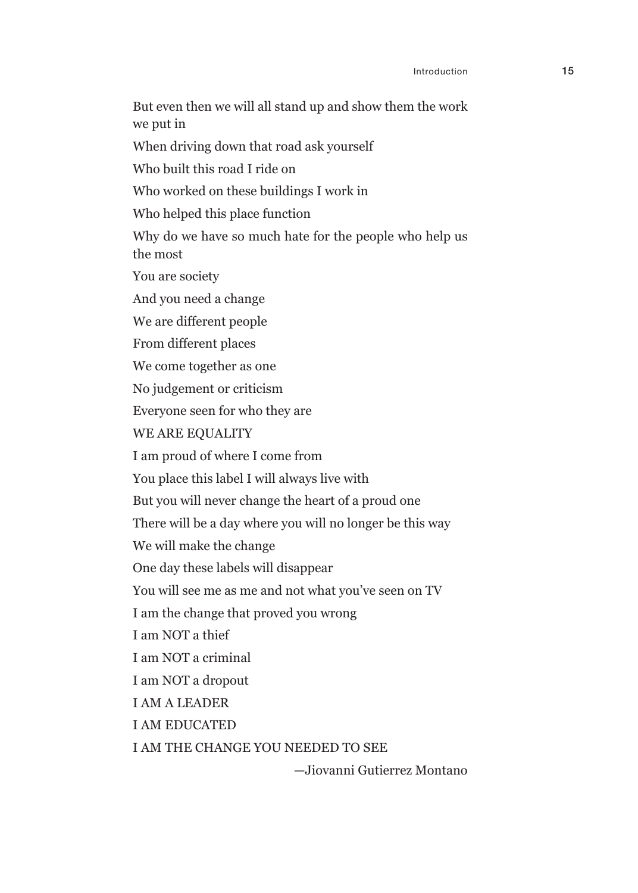But even then we will all stand up and show them the work we put in

When driving down that road ask yourself

Who built this road I ride on

Who worked on these buildings I work in

Who helped this place function

Why do we have so much hate for the people who help us the most

You are society

And you need a change

We are different people

From different places

We come together as one

No judgement or criticism

Everyone seen for who they are

WE ARE EQUALITY

I am proud of where I come from

You place this label I will always live with

But you will never change the heart of a proud one

There will be a day where you will no longer be this way

We will make the change

One day these labels will disappear

You will see me as me and not what you've seen on TV

I am the change that proved you wrong

I am NOT a thief

I am NOT a criminal

I am NOT a dropout

I AM A LEADER

I AM EDUCATED

I AM THE CHANGE YOU NEEDED TO SEE

—Jiovanni Gutierrez Montano